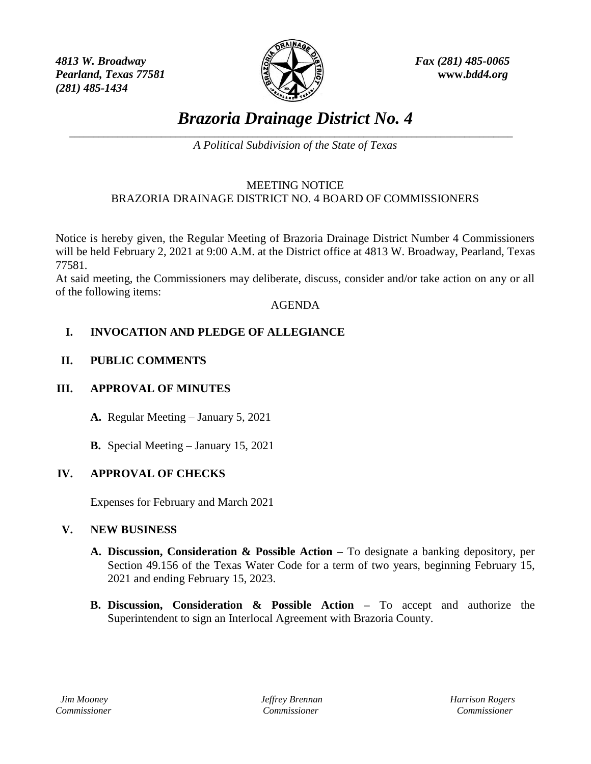*4813 W. Broadway*
*Pearland, Texas 77581*
*(281) 485-1434*

*Fax (281) 485-0065*
**www.*bdd4.org***

# *Brazoria Drainage District No. 4*

*A Political Subdivision of the State of Texas*

MEETING NOTICE
BRAZORIA DRAINAGE DISTRICT NO. 4 BOARD OF COMMISSIONERS

Notice is hereby given, the Regular Meeting of Brazoria Drainage District Number 4 Commissioners will be held February 2, 2021 at 9:00 A.M. at the District office at 4813 W. Broadway, Pearland, Texas 77581.
At said meeting, the Commissioners may deliberate, discuss, consider and/or take action on any or all of the following items:

AGENDA

**I. INVOCATION AND PLEDGE OF ALLEGIANCE**

**II. PUBLIC COMMENTS**

**III. APPROVAL OF MINUTES**

**A.** Regular Meeting – January 5, 2021

**B.** Special Meeting – January 15, 2021

**IV. APPROVAL OF CHECKS**

Expenses for February and March 2021

**V. NEW BUSINESS**

**A. Discussion, Consideration & Possible Action –** To designate a banking depository, per Section 49.156 of the Texas Water Code for a term of two years, beginning February 15, 2021 and ending February 15, 2023.

**B. Discussion, Consideration & Possible Action –** To accept and authorize the Superintendent to sign an Interlocal Agreement with Brazoria County.

*Jim Mooney*
*Commissioner*

*Jeffrey Brennan*
*Commissioner*

*Harrison Rogers*
*Commissioner*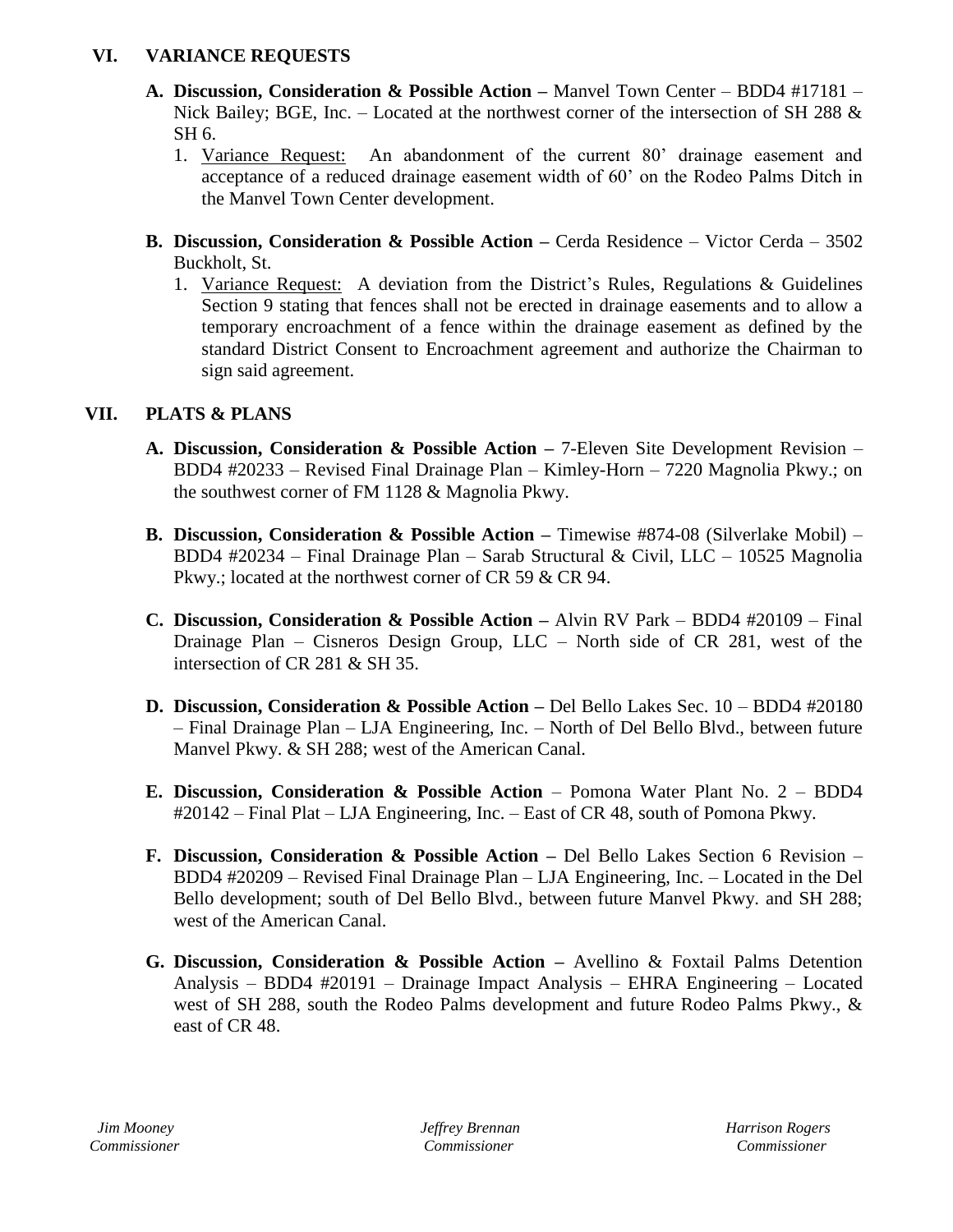## VI. VARIANCE REQUESTS

**A. Discussion, Consideration & Possible Action –** Manvel Town Center – BDD4 #17181 – Nick Bailey; BGE, Inc. – Located at the northwest corner of the intersection of SH 288 & SH 6.

1. <u>Variance Request:</u> An abandonment of the current 80' drainage easement and acceptance of a reduced drainage easement width of 60' on the Rodeo Palms Ditch in the Manvel Town Center development.

**B. Discussion, Consideration & Possible Action –** Cerda Residence – Victor Cerda – 3502 Buckholt, St.

1. <u>Variance Request:</u> A deviation from the District's Rules, Regulations & Guidelines Section 9 stating that fences shall not be erected in drainage easements and to allow a temporary encroachment of a fence within the drainage easement as defined by the standard District Consent to Encroachment agreement and authorize the Chairman to sign said agreement.

## VII. PLATS & PLANS

**A. Discussion, Consideration & Possible Action –** 7-Eleven Site Development Revision – BDD4 #20233 – Revised Final Drainage Plan – Kimley-Horn – 7220 Magnolia Pkwy.; on the southwest corner of FM 1128 & Magnolia Pkwy.

**B. Discussion, Consideration & Possible Action –** Timewise #874-08 (Silverlake Mobil) – BDD4 #20234 – Final Drainage Plan – Sarab Structural & Civil, LLC – 10525 Magnolia Pkwy.; located at the northwest corner of CR 59 & CR 94.

**C. Discussion, Consideration & Possible Action –** Alvin RV Park – BDD4 #20109 – Final Drainage Plan – Cisneros Design Group, LLC – North side of CR 281, west of the intersection of CR 281 & SH 35.

**D. Discussion, Consideration & Possible Action –** Del Bello Lakes Sec. 10 – BDD4 #20180 – Final Drainage Plan – LJA Engineering, Inc. – North of Del Bello Blvd., between future Manvel Pkwy. & SH 288; west of the American Canal.

**E. Discussion, Consideration & Possible Action** – Pomona Water Plant No. 2 – BDD4 #20142 – Final Plat – LJA Engineering, Inc. – East of CR 48, south of Pomona Pkwy.

**F. Discussion, Consideration & Possible Action –** Del Bello Lakes Section 6 Revision – BDD4 #20209 – Revised Final Drainage Plan – LJA Engineering, Inc. – Located in the Del Bello development; south of Del Bello Blvd., between future Manvel Pkwy. and SH 288; west of the American Canal.

**G. Discussion, Consideration & Possible Action –** Avellino & Foxtail Palms Detention Analysis – BDD4 #20191 – Drainage Impact Analysis – EHRA Engineering – Located west of SH 288, south the Rodeo Palms development and future Rodeo Palms Pkwy., & east of CR 48.

*Jim Mooney*
*Commissioner*

*Jeffrey Brennan*
*Commissioner*

*Harrison Rogers*
*Commissioner*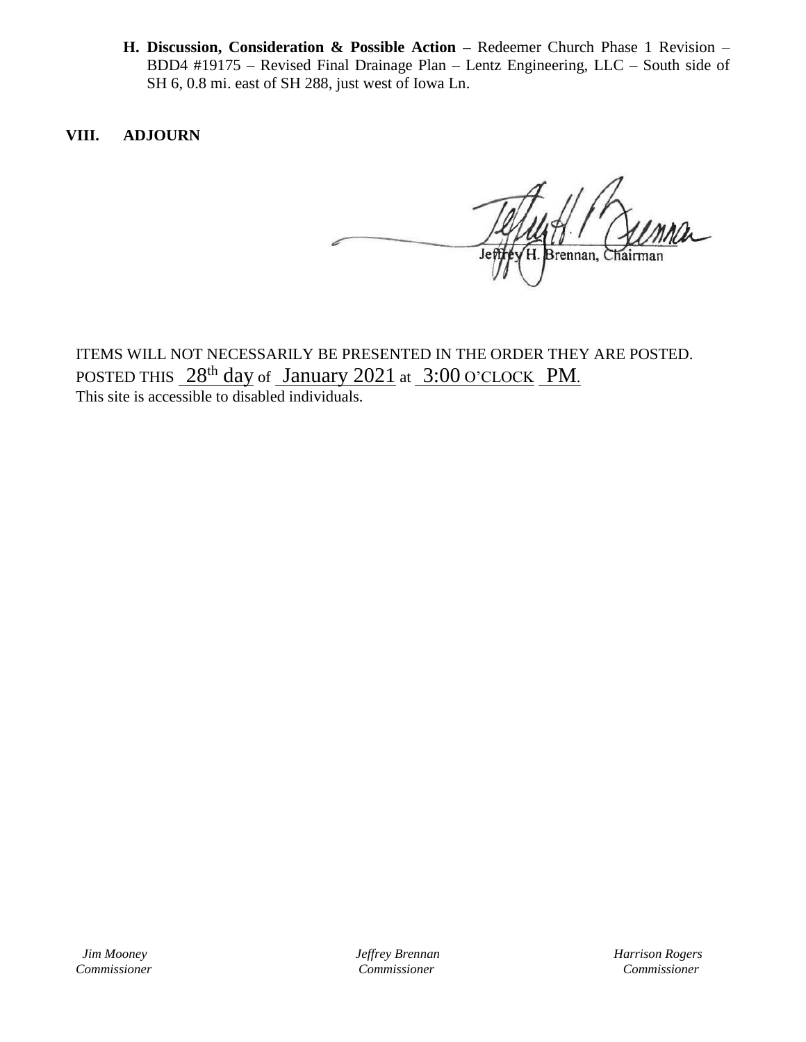**H. Discussion, Consideration & Possible Action –** Redeemer Church Phase 1 Revision – BDD4 #19175 – Revised Final Drainage Plan – Lentz Engineering, LLC – South side of SH 6, 0.8 mi. east of SH 288, just west of Iowa Ln.

**VIII. ADJOURN**

Jeffrey H. Brennan, Chairman

ITEMS WILL NOT NECESSARILY BE PRESENTED IN THE ORDER THEY ARE POSTED.
POSTED THIS 28th day of January 2021 at 3:00 O'CLOCK PM.
This site is accessible to disabled individuals.

*Jim Mooney*
*Commissioner*

*Jeffrey Brennan*
*Commissioner*

*Harrison Rogers*
*Commissioner*